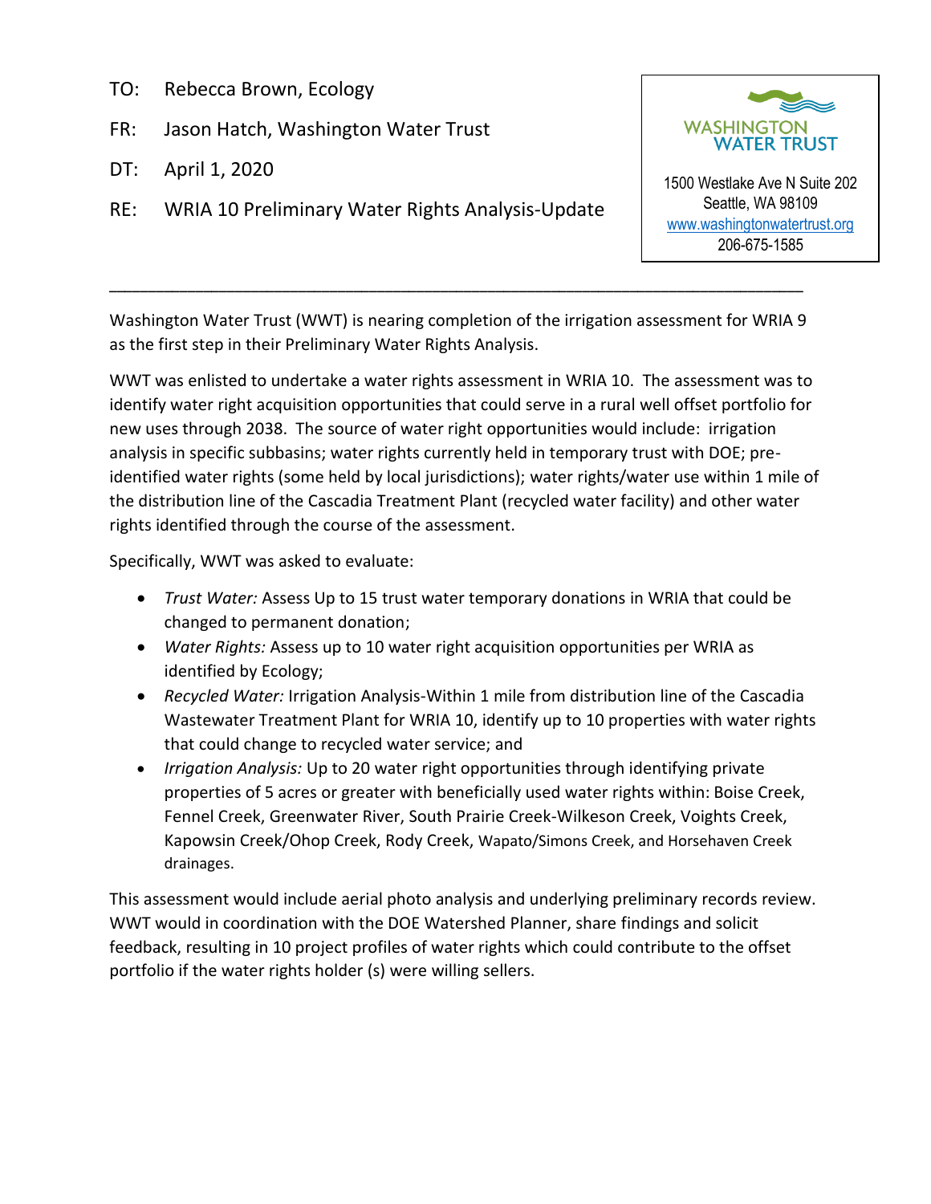TO: Rebecca Brown, Ecology

FR: Jason Hatch, Washington Water Trust

DT: April 1, 2020

RE: WRIA 10 Preliminary Water Rights Analysis-Update

WASHINGTON WATER TRUST
1500 Westlake Ave N Suite 202
Seattle, WA 98109
www.washingtonwatertrust.org
206-675-1585

---

Washington Water Trust (WWT) is nearing completion of the irrigation assessment for WRIA 9 as the first step in their Preliminary Water Rights Analysis.

WWT was enlisted to undertake a water rights assessment in WRIA 10. The assessment was to identify water right acquisition opportunities that could serve in a rural well offset portfolio for new uses through 2038. The source of water right opportunities would include: irrigation analysis in specific subbasins; water rights currently held in temporary trust with DOE; pre-identified water rights (some held by local jurisdictions); water rights/water use within 1 mile of the distribution line of the Cascadia Treatment Plant (recycled water facility) and other water rights identified through the course of the assessment.

Specifically, WWT was asked to evaluate:

- *Trust Water:* Assess Up to 15 trust water temporary donations in WRIA that could be changed to permanent donation;
- *Water Rights:* Assess up to 10 water right acquisition opportunities per WRIA as identified by Ecology;
- *Recycled Water:* Irrigation Analysis-Within 1 mile from distribution line of the Cascadia Wastewater Treatment Plant for WRIA 10, identify up to 10 properties with water rights that could change to recycled water service; and
- *Irrigation Analysis:* Up to 20 water right opportunities through identifying private properties of 5 acres or greater with beneficially used water rights within: Boise Creek, Fennel Creek, Greenwater River, South Prairie Creek-Wilkeson Creek, Voights Creek, Kapowsin Creek/Ohop Creek, Rody Creek, Wapato/Simons Creek, and Horsehaven Creek drainages.

This assessment would include aerial photo analysis and underlying preliminary records review. WWT would in coordination with the DOE Watershed Planner, share findings and solicit feedback, resulting in 10 project profiles of water rights which could contribute to the offset portfolio if the water rights holder (s) were willing sellers.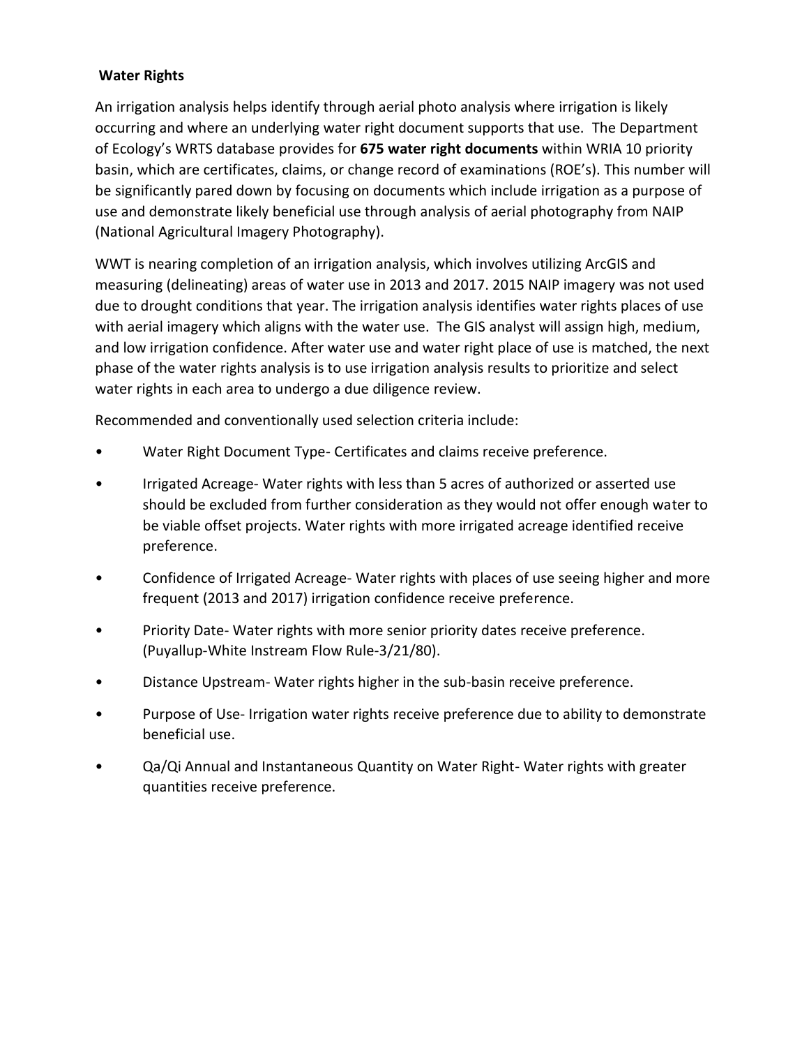**Water Rights**

An irrigation analysis helps identify through aerial photo analysis where irrigation is likely occurring and where an underlying water right document supports that use. The Department of Ecology's WRTS database provides for **675 water right documents** within WRIA 10 priority basin, which are certificates, claims, or change record of examinations (ROE's). This number will be significantly pared down by focusing on documents which include irrigation as a purpose of use and demonstrate likely beneficial use through analysis of aerial photography from NAIP (National Agricultural Imagery Photography).

WWT is nearing completion of an irrigation analysis, which involves utilizing ArcGIS and measuring (delineating) areas of water use in 2013 and 2017. 2015 NAIP imagery was not used due to drought conditions that year. The irrigation analysis identifies water rights places of use with aerial imagery which aligns with the water use. The GIS analyst will assign high, medium, and low irrigation confidence. After water use and water right place of use is matched, the next phase of the water rights analysis is to use irrigation analysis results to prioritize and select water rights in each area to undergo a due diligence review.

Recommended and conventionally used selection criteria include:

- Water Right Document Type- Certificates and claims receive preference.
- Irrigated Acreage- Water rights with less than 5 acres of authorized or asserted use should be excluded from further consideration as they would not offer enough water to be viable offset projects. Water rights with more irrigated acreage identified receive preference.
- Confidence of Irrigated Acreage- Water rights with places of use seeing higher and more frequent (2013 and 2017) irrigation confidence receive preference.
- Priority Date- Water rights with more senior priority dates receive preference. (Puyallup-White Instream Flow Rule-3/21/80).
- Distance Upstream- Water rights higher in the sub-basin receive preference.
- Purpose of Use- Irrigation water rights receive preference due to ability to demonstrate beneficial use.
- Qa/Qi Annual and Instantaneous Quantity on Water Right- Water rights with greater quantities receive preference.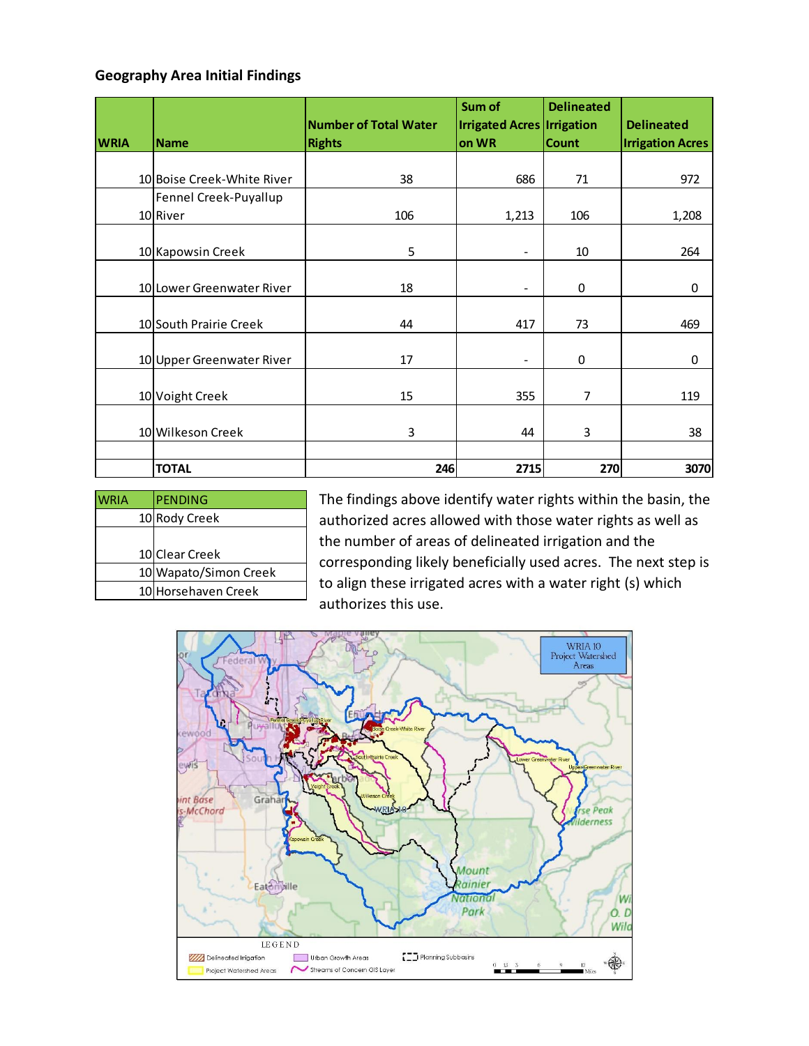**Geography Area Initial Findings**

| WRIA | Name | Number of Total Water Rights | Sum of Irrigated Acres on WR | Delineated Irrigation Count | Delineated Irrigation Acres |
|---|---|---|---|---|---|
| 10 | Boise Creek-White River | 38 | 686 | 71 | 972 |
| 10 | Fennel Creek-Puyallup River | 106 | 1,213 | 106 | 1,208 |
| 10 | Kapowsin Creek | 5 | - | 10 | 264 |
| 10 | Lower Greenwater River | 18 | - | 0 | 0 |
| 10 | South Prairie Creek | 44 | 417 | 73 | 469 |
| 10 | Upper Greenwater River | 17 | - | 0 | 0 |
| 10 | Voight Creek | 15 | 355 | 7 | 119 |
| 10 | Wilkeson Creek | 3 | 44 | 3 | 38 |
| | | | | | |
| | **TOTAL** | **246** | **2715** | **270** | **3070** |

| WRIA | PENDING |
|---|---|
| 10 | Rody Creek |
| 10 | Clear Creek |
| 10 | Wapato/Simon Creek |
| 10 | Horsehaven Creek |

The findings above identify water rights within the basin, the authorized acres allowed with those water rights as well as the number of areas of delineated irrigation and the corresponding likely beneficially used acres. The next step is to align these irrigated acres with a water right (s) which authorizes this use.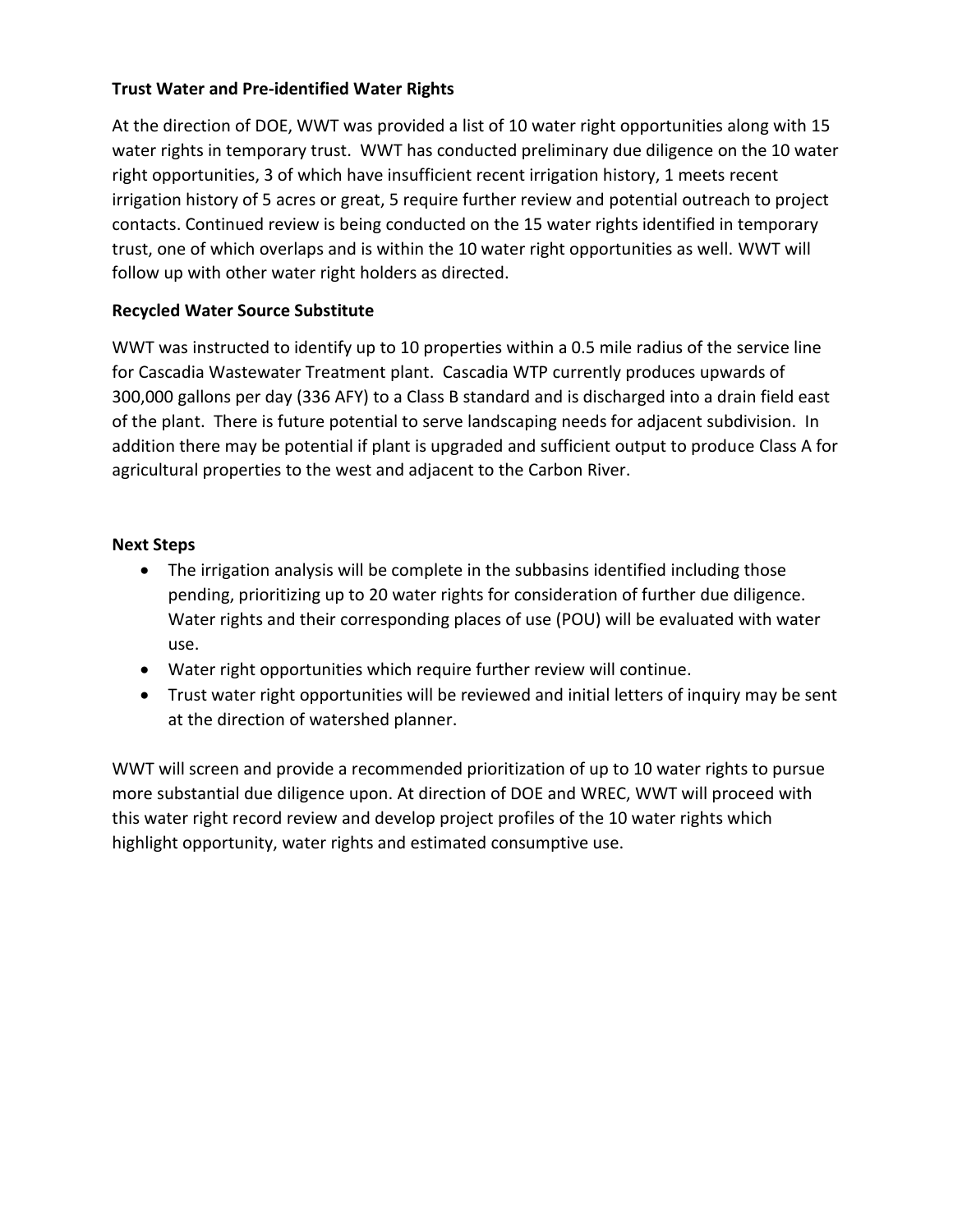**Trust Water and Pre-identified Water Rights**

At the direction of DOE, WWT was provided a list of 10 water right opportunities along with 15 water rights in temporary trust. WWT has conducted preliminary due diligence on the 10 water right opportunities, 3 of which have insufficient recent irrigation history, 1 meets recent irrigation history of 5 acres or great, 5 require further review and potential outreach to project contacts. Continued review is being conducted on the 15 water rights identified in temporary trust, one of which overlaps and is within the 10 water right opportunities as well. WWT will follow up with other water right holders as directed.

**Recycled Water Source Substitute**

WWT was instructed to identify up to 10 properties within a 0.5 mile radius of the service line for Cascadia Wastewater Treatment plant. Cascadia WTP currently produces upwards of 300,000 gallons per day (336 AFY) to a Class B standard and is discharged into a drain field east of the plant. There is future potential to serve landscaping needs for adjacent subdivision. In addition there may be potential if plant is upgraded and sufficient output to produce Class A for agricultural properties to the west and adjacent to the Carbon River.

**Next Steps**

- The irrigation analysis will be complete in the subbasins identified including those pending, prioritizing up to 20 water rights for consideration of further due diligence. Water rights and their corresponding places of use (POU) will be evaluated with water use.
- Water right opportunities which require further review will continue.
- Trust water right opportunities will be reviewed and initial letters of inquiry may be sent at the direction of watershed planner.

WWT will screen and provide a recommended prioritization of up to 10 water rights to pursue more substantial due diligence upon. At direction of DOE and WREC, WWT will proceed with this water right record review and develop project profiles of the 10 water rights which highlight opportunity, water rights and estimated consumptive use.